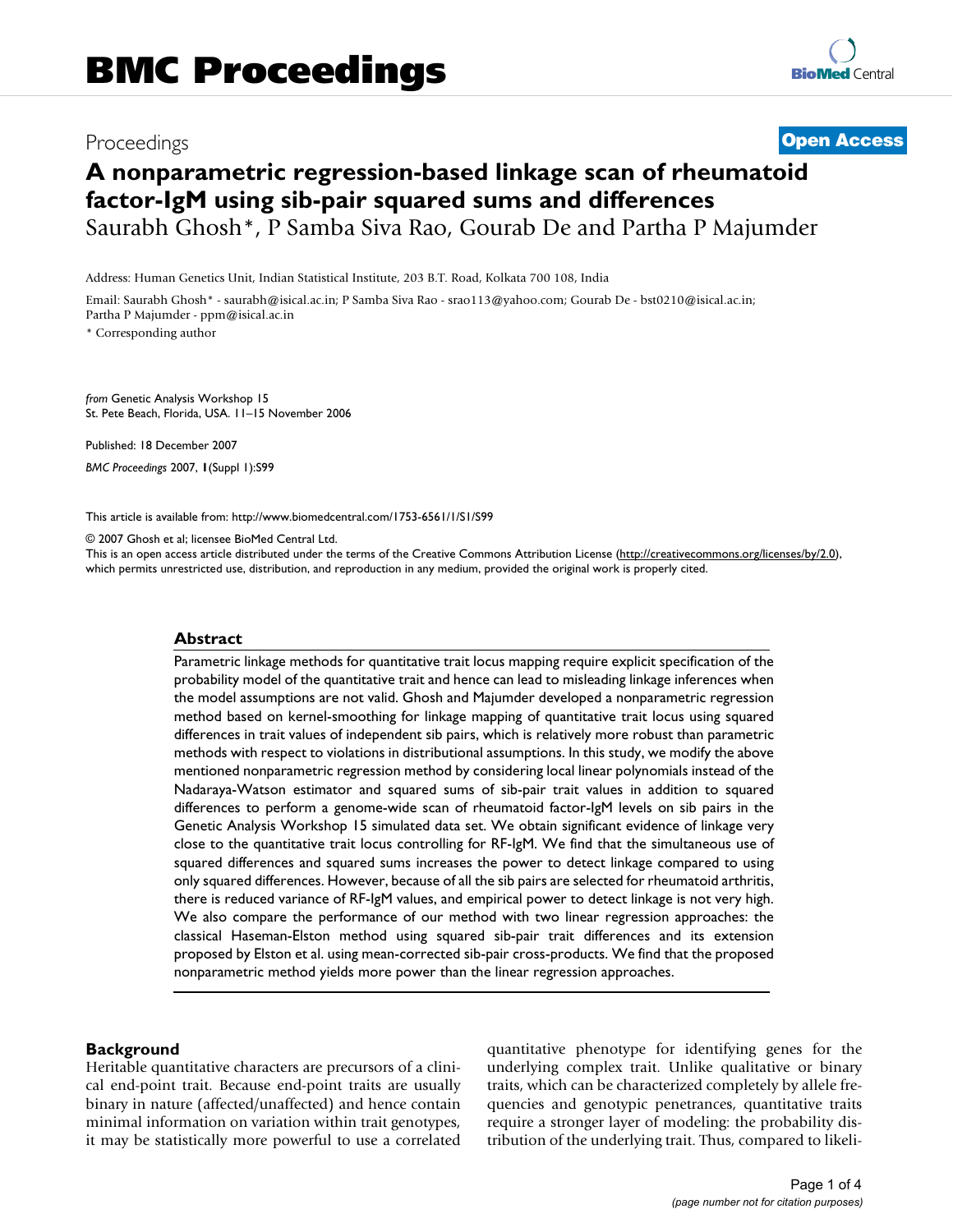# A nonparametric regression-based linkage scan of rheumatoid factor-IgM using sib-pair squared sums and differences

Saurabh Ghosh*, P Samba Siva Rao, Gourab De and Partha P Majumder

Address: Human Genetics Unit, Indian Statistical Institute, 203 B.T. Road, Kolkata 700 108, India

Email: Saurabh Ghosh* - saurabh@isical.ac.in; P Samba Siva Rao - srao113@yahoo.com; Gourab De - bst0210@isical.ac.in; Partha P Majumder - ppm@isical.ac.in

* Corresponding author

*from* Genetic Analysis Workshop 15
St. Pete Beach, Florida, USA. 11–15 November 2006

Published: 18 December 2007

*BMC Proceedings* 2007, **1**(Suppl 1):S99

This article is available from: http://www.biomedcentral.com/1753-6561/1/S1/S99

© 2007 Ghosh et al; licensee BioMed Central Ltd.
This is an open access article distributed under the terms of the Creative Commons Attribution License (http://creativecommons.org/licenses/by/2.0), which permits unrestricted use, distribution, and reproduction in any medium, provided the original work is properly cited.

## Abstract

Parametric linkage methods for quantitative trait locus mapping require explicit specification of the probability model of the quantitative trait and hence can lead to misleading linkage inferences when the model assumptions are not valid. Ghosh and Majumder developed a nonparametric regression method based on kernel-smoothing for linkage mapping of quantitative trait locus using squared differences in trait values of independent sib pairs, which is relatively more robust than parametric methods with respect to violations in distributional assumptions. In this study, we modify the above mentioned nonparametric regression method by considering local linear polynomials instead of the Nadaraya-Watson estimator and squared sums of sib-pair trait values in addition to squared differences to perform a genome-wide scan of rheumatoid factor-IgM levels on sib pairs in the Genetic Analysis Workshop 15 simulated data set. We obtain significant evidence of linkage very close to the quantitative trait locus controlling for RF-IgM. We find that the simultaneous use of squared differences and squared sums increases the power to detect linkage compared to using only squared differences. However, because of all the sib pairs are selected for rheumatoid arthritis, there is reduced variance of RF-IgM values, and empirical power to detect linkage is not very high. We also compare the performance of our method with two linear regression approaches: the classical Haseman-Elston method using squared sib-pair trait differences and its extension proposed by Elston et al. using mean-corrected sib-pair cross-products. We find that the proposed nonparametric method yields more power than the linear regression approaches.

## Background

Heritable quantitative characters are precursors of a clinical end-point trait. Because end-point traits are usually binary in nature (affected/unaffected) and hence contain minimal information on variation within trait genotypes, it may be statistically more powerful to use a correlated quantitative phenotype for identifying genes for the underlying complex trait. Unlike qualitative or binary traits, which can be characterized completely by allele frequencies and genotypic penetrances, quantitative traits require a stronger layer of modeling: the probability distribution of the underlying trait. Thus, compared to likeli-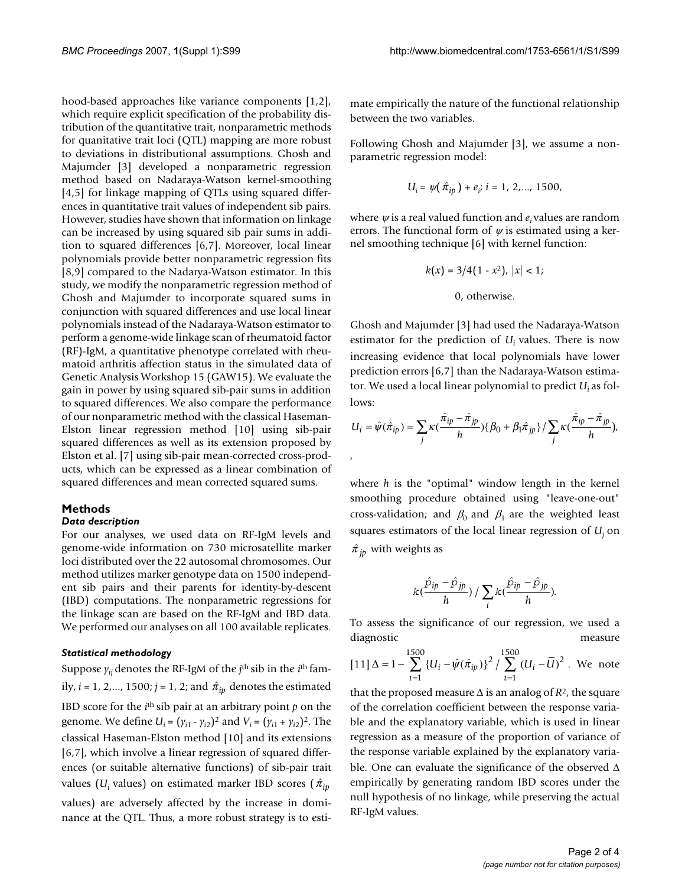hood-based approaches like variance components [1,2], which require explicit specification of the probability distribution of the quantitative trait, nonparametric methods for quanitative trait loci (QTL) mapping are more robust to deviations in distributional assumptions. Ghosh and Majumder [3] developed a nonparametric regression method based on Nadaraya-Watson kernel-smoothing [4,5] for linkage mapping of QTLs using squared differences in quantitative trait values of independent sib pairs. However, studies have shown that information on linkage can be increased by using squared sib pair sums in addition to squared differences [6,7]. Moreover, local linear polynomials provide better nonparametric regression fits [8,9] compared to the Nadarya-Watson estimator. In this study, we modify the nonparametric regression method of Ghosh and Majumder to incorporate squared sums in conjunction with squared differences and use local linear polynomials instead of the Nadaraya-Watson estimator to perform a genome-wide linkage scan of rheumatoid factor (RF)-IgM, a quantitative phenotype correlated with rheumatoid arthritis affection status in the simulated data of Genetic Analysis Workshop 15 (GAW15). We evaluate the gain in power by using squared sib-pair sums in addition to squared differences. We also compare the performance of our nonparametric method with the classical Haseman-Elston linear regression method [10] using sib-pair squared differences as well as its extension proposed by Elston et al. [7] using sib-pair mean-corrected cross-products, which can be expressed as a linear combination of squared differences and mean corrected squared sums.

## Methods

### Data description

For our analyses, we used data on RF-IgM levels and genome-wide information on 730 microsatellite marker loci distributed over the 22 autosomal chromosomes. Our method utilizes marker genotype data on 1500 independent sib pairs and their parents for identity-by-descent (IBD) computations. The nonparametric regressions for the linkage scan are based on the RF-IgM and IBD data. We performed our analyses on all 100 available replicates.

### Statistical methodology

Suppose $y_{ij}$ denotes the RF-IgM of the $j^{\text{th}}$ sib in the $i^{\text{th}}$ family, $i = 1, 2,..., 1500$; $j = 1, 2$; and $\hat{\pi}_{ip}$ denotes the estimated IBD score for the $i^{\text{th}}$ sib pair at an arbitrary point $p$ on the genome. We define $U_i = (y_{i1} - y_{i2})^2$ and $V_i = (y_{i1} + y_{i2})^2$. The classical Haseman-Elston method [10] and its extensions [6,7], which involve a linear regression of squared differences (or suitable alternative functions) of sib-pair trait values ($U_i$ values) on estimated marker IBD scores ($\hat{\pi}_{ip}$ values) are adversely affected by the increase in dominance at the QTL. Thus, a more robust strategy is to estimate empirically the nature of the functional relationship between the two variables.

Following Ghosh and Majumder [3], we assume a nonparametric regression model:

$$U_i = \psi(\hat{\pi}_{ip}) + e_i;\ i = 1, 2,..., 1500,$$

where $\psi$ is a real valued function and $e_i$ values are random errors. The functional form of $\psi$ is estimated using a kernel smoothing technique [6] with kernel function:

$$k(x) = 3/4(1 - x^2),\ |x| < 1;$$
$$0, \text{ otherwise.}$$

Ghosh and Majumder [3] had used the Nadaraya-Watson estimator for the prediction of $U_i$ values. There is now increasing evidence that local polynomials have lower prediction errors [6,7] than the Nadaraya-Watson estimator. We used a local linear polynomial to predict $U_i$ as follows:

$$U_i = \hat{\psi}(\hat{\pi}_{ip}) = \sum_j \kappa(\frac{\hat{\pi}_{ip} - \hat{\pi}_{jp}}{h})\{\beta_0 + \beta_1\hat{\pi}_{jp}\} / \sum_j \kappa(\frac{\hat{\pi}_{ip} - \hat{\pi}_{jp}}{h}),$$

where $h$ is the "optimal" window length in the kernel smoothing procedure obtained using "leave-one-out" cross-validation; and $\beta_0$ and $\beta_1$ are the weighted least squares estimators of the local linear regression of $U_j$ on $\hat{\pi}_{jp}$ with weights as

$$k(\frac{\hat{p}_{ip} - \hat{p}_{jp}}{h}) / \sum_i k(\frac{\hat{p}_{ip} - \hat{p}_{jp}}{h}).$$

To assess the significance of our regression, we used a diagnostic measure [11] $\Delta = 1 - \sum_{i=1}^{1500} \{U_i - \hat{\psi}(\hat{\pi}_{ip})\}^2 / \sum_{i=1}^{1500} (U_i - \bar{U})^2$. We note that the proposed measure $\Delta$ is an analog of $R^2$, the square of the correlation coefficient between the response variable and the explanatory variable, which is used in linear regression as a measure of the proportion of variance of the response variable explained by the explanatory variable. One can evaluate the significance of the observed $\Delta$ empirically by generating random IBD scores under the null hypothesis of no linkage, while preserving the actual RF-IgM values.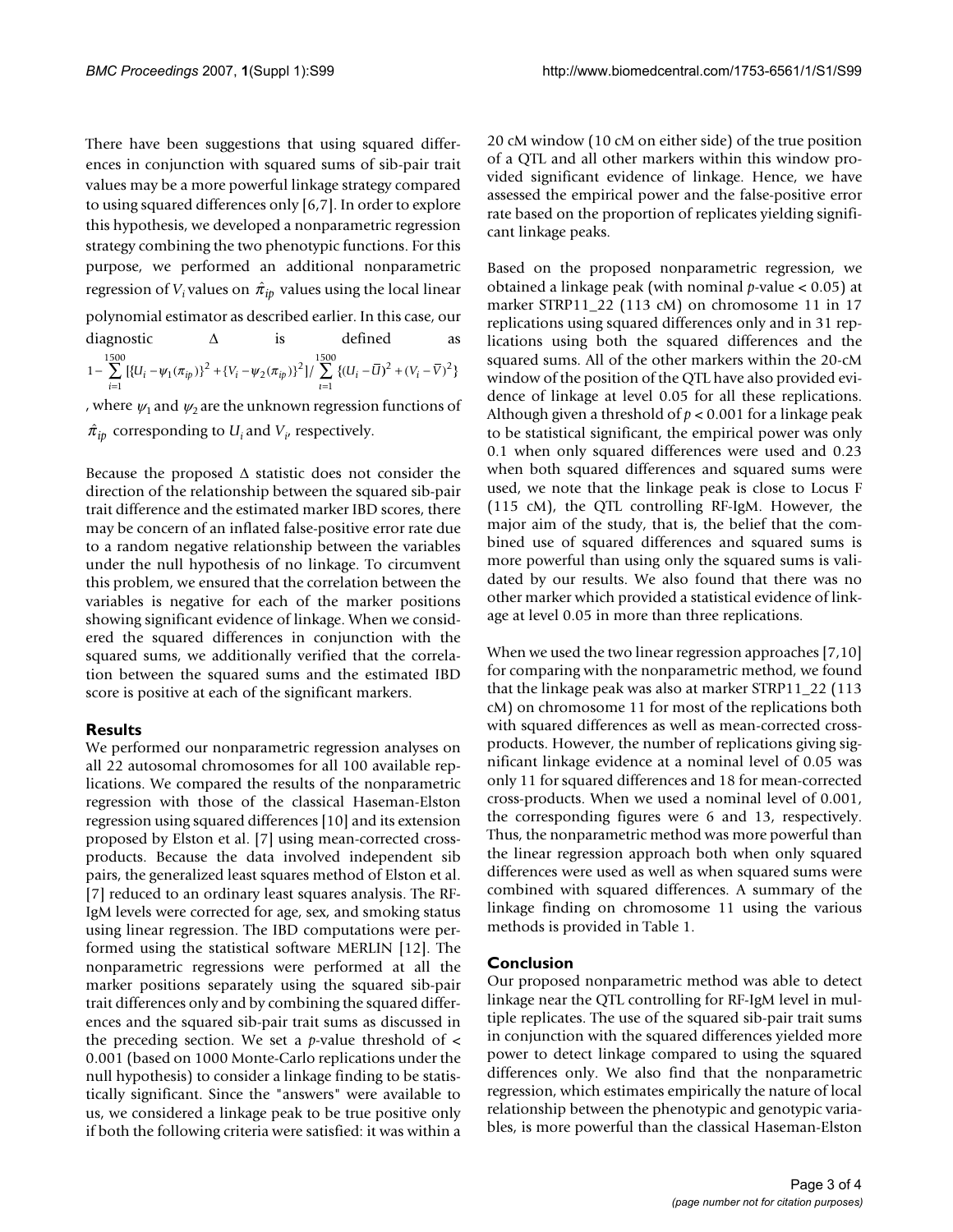There have been suggestions that using squared differences in conjunction with squared sums of sib-pair trait values may be a more powerful linkage strategy compared to using squared differences only [6,7]. In order to explore this hypothesis, we developed a nonparametric regression strategy combining the two phenotypic functions. For this purpose, we performed an additional nonparametric regression of $V_i$ values on $\hat{\pi}_{ip}$ values using the local linear polynomial estimator as described earlier. In this case, our diagnostic $\Delta$ is defined as $1 - \sum_{i=1}^{1500} [\{U_i - \psi_1(\pi_{ip})\}^2 + \{V_i - \psi_2(\pi_{ip})\}^2] / \sum_{i=1}^{1500} \{(U_i - \bar{U})^2 + (V_i - \bar{V})^2\}$, where $\psi_1$ and $\psi_2$ are the unknown regression functions of $\hat{\pi}_{ip}$ corresponding to $U_i$ and $V_i$, respectively.

Because the proposed $\Delta$ statistic does not consider the direction of the relationship between the squared sib-pair trait difference and the estimated marker IBD scores, there may be concern of an inflated false-positive error rate due to a random negative relationship between the variables under the null hypothesis of no linkage. To circumvent this problem, we ensured that the correlation between the variables is negative for each of the marker positions showing significant evidence of linkage. When we considered the squared differences in conjunction with the squared sums, we additionally verified that the correlation between the squared sums and the estimated IBD score is positive at each of the significant markers.

## Results

We performed our nonparametric regression analyses on all 22 autosomal chromosomes for all 100 available replications. We compared the results of the nonparametric regression with those of the classical Haseman-Elston regression using squared differences [10] and its extension proposed by Elston et al. [7] using mean-corrected cross-products. Because the data involved independent sib pairs, the generalized least squares method of Elston et al. [7] reduced to an ordinary least squares analysis. The RF-IgM levels were corrected for age, sex, and smoking status using linear regression. The IBD computations were performed using the statistical software MERLIN [12]. The nonparametric regressions were performed at all the marker positions separately using the squared sib-pair trait differences only and by combining the squared differences and the squared sib-pair trait sums as discussed in the preceding section. We set a $p$-value threshold of $< 0.001$ (based on 1000 Monte-Carlo replications under the null hypothesis) to consider a linkage finding to be statistically significant. Since the "answers" were available to us, we considered a linkage peak to be true positive only if both the following criteria were satisfied: it was within a 20 cM window (10 cM on either side) of the true position of a QTL and all other markers within this window provided significant evidence of linkage. Hence, we have assessed the empirical power and the false-positive error rate based on the proportion of replicates yielding significant linkage peaks.

Based on the proposed nonparametric regression, we obtained a linkage peak (with nominal $p$-value $< 0.05$) at marker STRP11_22 (113 cM) on chromosome 11 in 17 replications using squared differences only and in 31 replications using both the squared differences and the squared sums. All of the other markers within the 20-cM window of the position of the QTL have also provided evidence of linkage at level 0.05 for all these replications. Although given a threshold of $p < 0.001$ for a linkage peak to be statistical significant, the empirical power was only 0.1 when only squared differences were used and 0.23 when both squared differences and squared sums were used, we note that the linkage peak is close to Locus F (115 cM), the QTL controlling RF-IgM. However, the major aim of the study, that is, the belief that the combined use of squared differences and squared sums is more powerful than using only the squared sums is validated by our results. We also found that there was no other marker which provided a statistical evidence of linkage at level 0.05 in more than three replications.

When we used the two linear regression approaches [7,10] for comparing with the nonparametric method, we found that the linkage peak was also at marker STRP11_22 (113 cM) on chromosome 11 for most of the replications both with squared differences as well as mean-corrected cross-products. However, the number of replications giving significant linkage evidence at a nominal level of 0.05 was only 11 for squared differences and 18 for mean-corrected cross-products. When we used a nominal level of 0.001, the corresponding figures were 6 and 13, respectively. Thus, the nonparametric method was more powerful than the linear regression approach both when only squared differences were used as well as when squared sums were combined with squared differences. A summary of the linkage finding on chromosome 11 using the various methods is provided in Table 1.

## Conclusion

Our proposed nonparametric method was able to detect linkage near the QTL controlling for RF-IgM level in multiple replicates. The use of the squared sib-pair trait sums in conjunction with the squared differences yielded more power to detect linkage compared to using the squared differences only. We also find that the nonparametric regression, which estimates empirically the nature of local relationship between the phenotypic and genotypic variables, is more powerful than the classical Haseman-Elston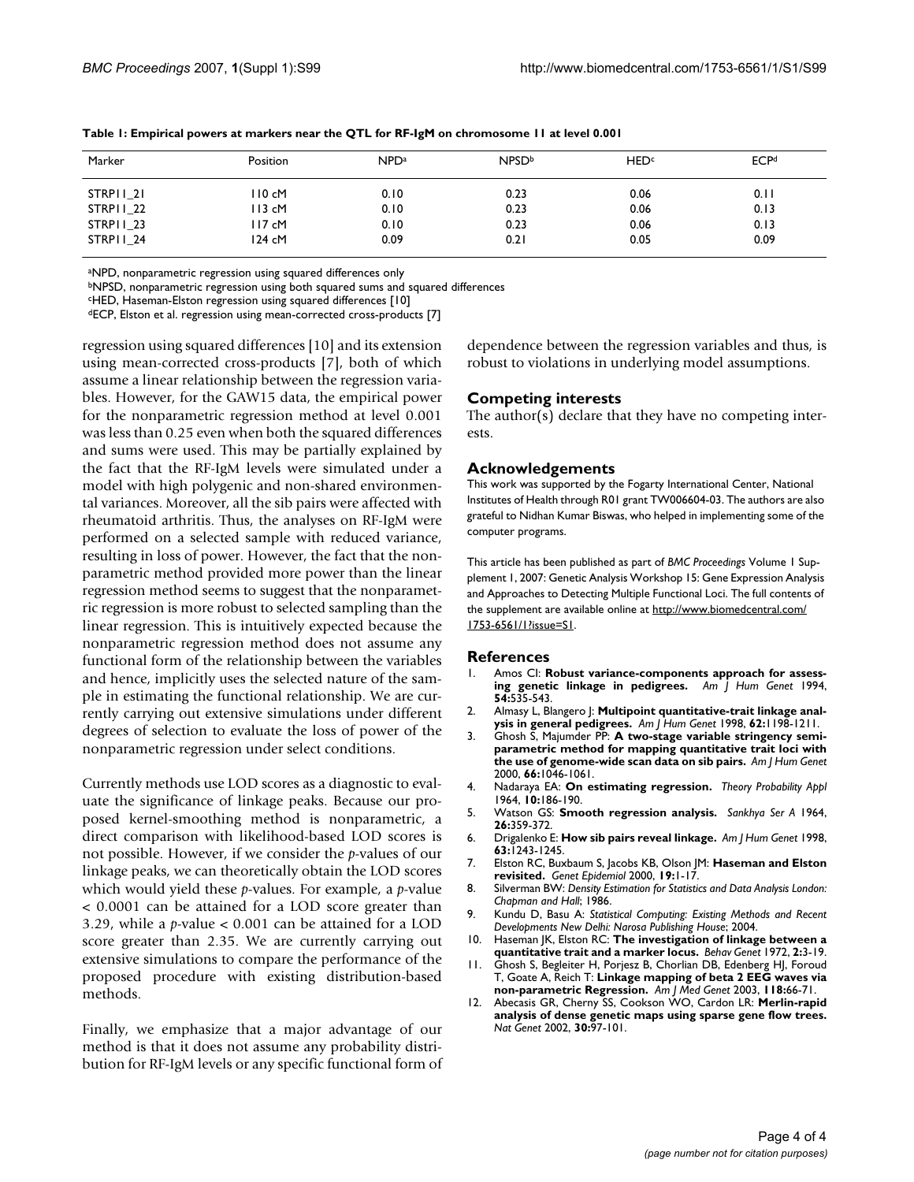**Table 1: Empirical powers at markers near the QTL for RF-IgM on chromosome 11 at level 0.001**

| Marker | Position | NPD[a] | NPSD[b] | HED[c] | ECP[d] |
| --- | --- | --- | --- | --- | --- |
| STRP11_21 | 110 cM | 0.10 | 0.23 | 0.06 | 0.11 |
| STRP11_22 | 113 cM | 0.10 | 0.23 | 0.06 | 0.13 |
| STRP11_23 | 117 cM | 0.10 | 0.23 | 0.06 | 0.13 |
| STRP11_24 | 124 cM | 0.09 | 0.21 | 0.05 | 0.09 |

[a]NPD, nonparametric regression using squared differences only
[b]NPSD, nonparametric regression using both squared sums and squared differences
[c]HED, Haseman-Elston regression using squared differences [10]
[d]ECP, Elston et al. regression using mean-corrected cross-products [7]

regression using squared differences [10] and its extension using mean-corrected cross-products [7], both of which assume a linear relationship between the regression variables. However, for the GAW15 data, the empirical power for the nonparametric regression method at level 0.001 was less than 0.25 even when both the squared differences and sums were used. This may be partially explained by the fact that the RF-IgM levels were simulated under a model with high polygenic and non-shared environmental variances. Moreover, all the sib pairs were affected with rheumatoid arthritis. Thus, the analyses on RF-IgM were performed on a selected sample with reduced variance, resulting in loss of power. However, the fact that the nonparametric method provided more power than the linear regression method seems to suggest that the nonparametric regression is more robust to selected sampling than the linear regression. This is intuitively expected because the nonparametric regression method does not assume any functional form of the relationship between the variables and hence, implicitly uses the selected nature of the sample in estimating the functional relationship. We are currently carrying out extensive simulations under different degrees of selection to evaluate the loss of power of the nonparametric regression under select conditions.

Currently methods use LOD scores as a diagnostic to evaluate the significance of linkage peaks. Because our proposed kernel-smoothing method is nonparametric, a direct comparison with likelihood-based LOD scores is not possible. However, if we consider the *p*-values of our linkage peaks, we can theoretically obtain the LOD scores which would yield these *p*-values. For example, a *p*-value $< 0.0001$ can be attained for a LOD score greater than 3.29, while a *p*-value $< 0.001$ can be attained for a LOD score greater than 2.35. We are currently carrying out extensive simulations to compare the performance of the proposed procedure with existing distribution-based methods.

Finally, we emphasize that a major advantage of our method is that it does not assume any probability distribution for RF-IgM levels or any specific functional form of dependence between the regression variables and thus, is robust to violations in underlying model assumptions.

## Competing interests

The author(s) declare that they have no competing interests.

## Acknowledgements

This work was supported by the Fogarty International Center, National Institutes of Health through R01 grant TW006604-03. The authors are also grateful to Nidhan Kumar Biswas, who helped in implementing some of the computer programs.

This article has been published as part of *BMC Proceedings* Volume 1 Supplement 1, 2007: Genetic Analysis Workshop 15: Gene Expression Analysis and Approaches to Detecting Multiple Functional Loci. The full contents of the supplement are available online at http://www.biomedcentral.com/1753-6561/1?issue=S1.

## References

1. Amos CI: **Robust variance-components approach for assessing genetic linkage in pedigrees.** *Am J Hum Genet* 1994, **54:**535-543.
2. Almasy L, Blangero J: **Multipoint quantitative-trait linkage analysis in general pedigrees.** *Am J Hum Genet* 1998, **62:**1198-1211.
3. Ghosh S, Majumder PP: **A two-stage variable stringency semiparametric method for mapping quantitative trait loci with the use of genome-wide scan data on sib pairs.** *Am J Hum Genet* 2000, **66:**1046-1061.
4. Nadaraya EA: **On estimating regression.** *Theory Probability Appl* 1964, **10:**186-190.
5. Watson GS: **Smooth regression analysis.** *Sankhya Ser A* 1964, **26:**359-372.
6. Drigalenko E: **How sib pairs reveal linkage.** *Am J Hum Genet* 1998, **63:**1243-1245.
7. Elston RC, Buxbaum S, Jacobs KB, Olson JM: **Haseman and Elston revisited.** *Genet Epidemiol* 2000, **19:**1-17.
8. Silverman BW: *Density Estimation for Statistics and Data Analysis London: Chapman and Hall*; 1986.
9. Kundu D, Basu A: *Statistical Computing: Existing Methods and Recent Developments New Delhi: Narosa Publishing House*; 2004.
10. Haseman JK, Elston RC: **The investigation of linkage between a quantitative trait and a marker locus.** *Behav Genet* 1972, **2:**3-19.
11. Ghosh S, Begleiter H, Porjesz B, Chorlian DB, Edenberg HJ, Foroud T, Goate A, Reich T: **Linkage mapping of beta 2 EEG waves via non-parametric Regression.** *Am J Med Genet* 2003, **118:**66-71.
12. Abecasis GR, Cherny SS, Cookson WO, Cardon LR: **Merlin-rapid analysis of dense genetic maps using sparse gene flow trees.** *Nat Genet* 2002, **30:**97-101.